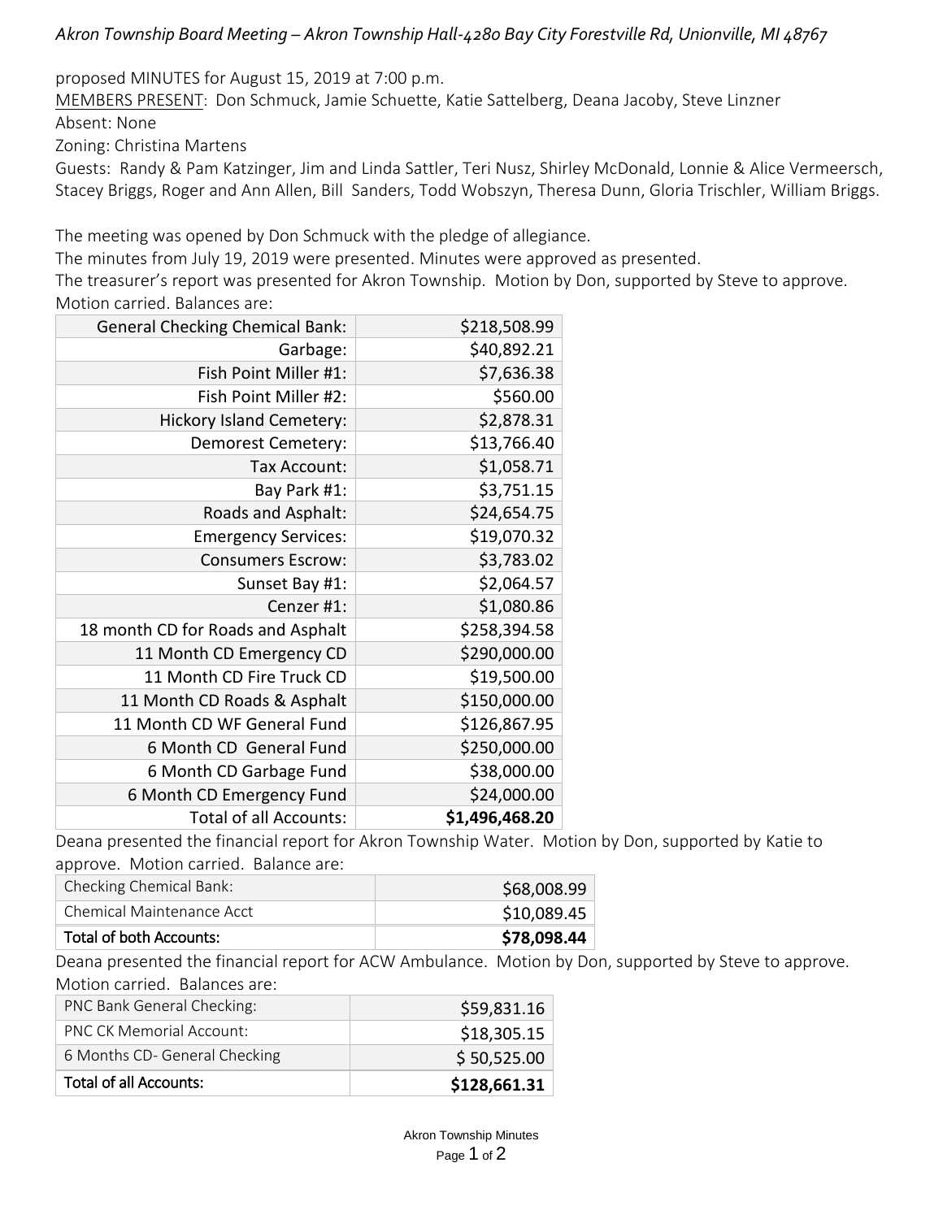*Akron Township Board Meeting – Akron Township Hall-4280 Bay City Forestville Rd, Unionville, MI 48767*

proposed MINUTES for August 15, 2019 at 7:00 p.m.

MEMBERS PRESENT: Don Schmuck, Jamie Schuette, Katie Sattelberg, Deana Jacoby, Steve Linzner

Absent: None

Zoning: Christina Martens

Guests: Randy & Pam Katzinger, Jim and Linda Sattler, Teri Nusz, Shirley McDonald, Lonnie & Alice Vermeersch, Stacey Briggs, Roger and Ann Allen, Bill Sanders, Todd Wobszyn, Theresa Dunn, Gloria Trischler, William Briggs.

The meeting was opened by Don Schmuck with the pledge of allegiance.

The minutes from July 19, 2019 were presented. Minutes were approved as presented.

The treasurer's report was presented for Akron Township. Motion by Don, supported by Steve to approve. Motion carried. Balances are:

| | |
|---|---|
| General Checking Chemical Bank: | $218,508.99 |
| Garbage: | $40,892.21 |
| Fish Point Miller #1: | $7,636.38 |
| Fish Point Miller #2: | $560.00 |
| Hickory Island Cemetery: | $2,878.31 |
| Demorest Cemetery: | $13,766.40 |
| Tax Account: | $1,058.71 |
| Bay Park #1: | $3,751.15 |
| Roads and Asphalt: | $24,654.75 |
| Emergency Services: | $19,070.32 |
| Consumers Escrow: | $3,783.02 |
| Sunset Bay #1: | $2,064.57 |
| Cenzer #1: | $1,080.86 |
| 18 month CD for Roads and Asphalt | $258,394.58 |
| 11 Month CD Emergency CD | $290,000.00 |
| 11 Month CD Fire Truck CD | $19,500.00 |
| 11 Month CD Roads & Asphalt | $150,000.00 |
| 11 Month CD WF General Fund | $126,867.95 |
| 6 Month CD General Fund | $250,000.00 |
| 6 Month CD Garbage Fund | $38,000.00 |
| 6 Month CD Emergency Fund | $24,000.00 |
| Total of all Accounts: | **$1,496,468.20** |

Deana presented the financial report for Akron Township Water. Motion by Don, supported by Katie to approve. Motion carried. Balance are:

| | |
|---|---|
| Checking Chemical Bank: | $68,008.99 |
| Chemical Maintenance Acct | $10,089.45 |
| Total of both Accounts: | **$78,098.44** |

Deana presented the financial report for ACW Ambulance. Motion by Don, supported by Steve to approve. Motion carried. Balances are:

| | |
|---|---|
| PNC Bank General Checking: | $59,831.16 |
| PNC CK Memorial Account: | $18,305.15 |
| 6 Months CD- General Checking | $ 50,525.00 |
| Total of all Accounts: | **$128,661.31** |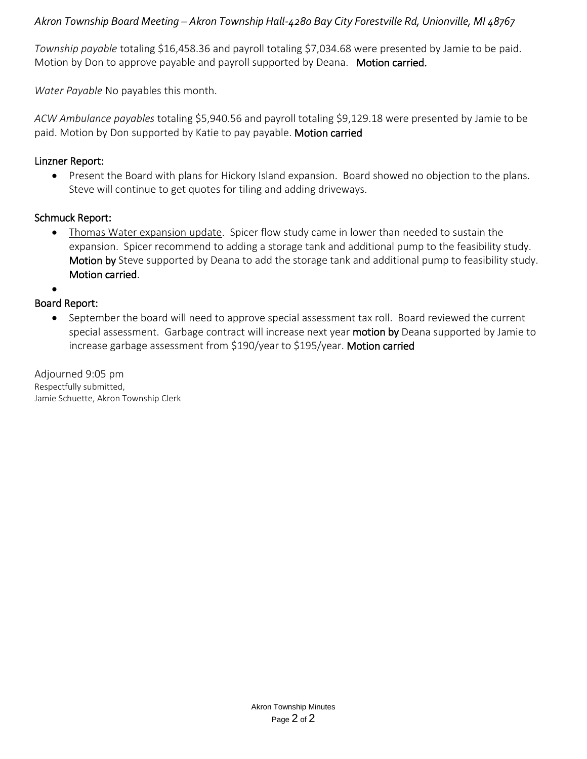*Akron Township Board Meeting – Akron Township Hall-4280 Bay City Forestville Rd, Unionville, MI 48767*

*Township payable* totaling $16,458.36 and payroll totaling $7,034.68 were presented by Jamie to be paid. Motion by Don to approve payable and payroll supported by Deana. **Motion carried.**

*Water Payable* No payables this month.

*ACW Ambulance payables* totaling $5,940.56 and payroll totaling $9,129.18 were presented by Jamie to be paid. Motion by Don supported by Katie to pay payable. **Motion carried**

## Linzner Report:

- Present the Board with plans for Hickory Island expansion. Board showed no objection to the plans. Steve will continue to get quotes for tiling and adding driveways.

## Schmuck Report:

- Thomas Water expansion update. Spicer flow study came in lower than needed to sustain the expansion. Spicer recommend to adding a storage tank and additional pump to the feasibility study. **Motion by** Steve supported by Deana to add the storage tank and additional pump to feasibility study. **Motion carried**.
-

## Board Report:

- September the board will need to approve special assessment tax roll. Board reviewed the current special assessment. Garbage contract will increase next year **motion by** Deana supported by Jamie to increase garbage assessment from $190/year to $195/year. **Motion carried**

Adjourned 9:05 pm
Respectfully submitted,
Jamie Schuette, Akron Township Clerk